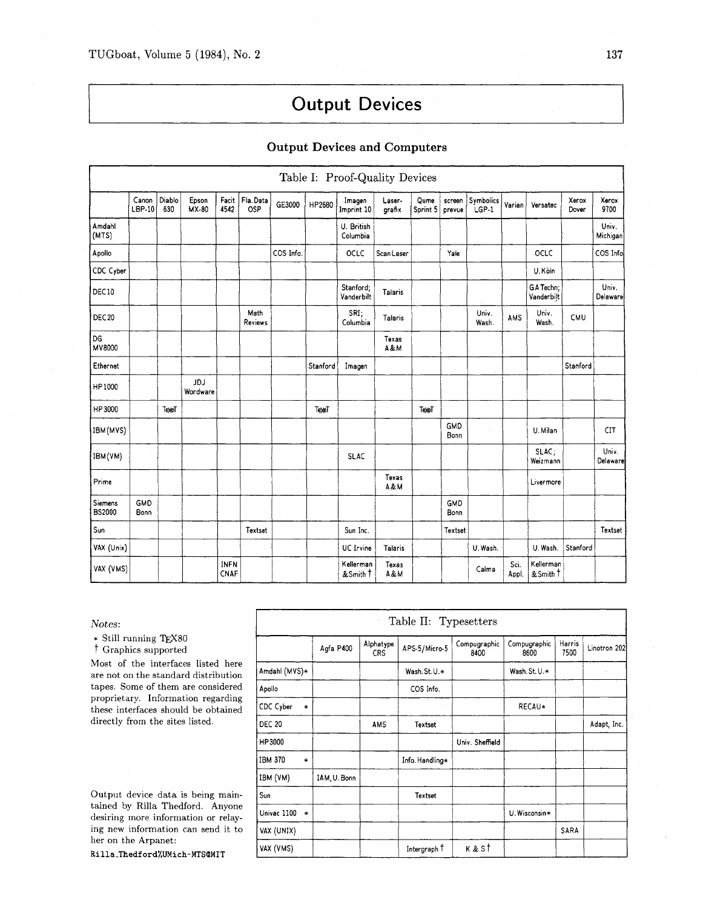# Output Devices

## Output Devices and Computers

**Table I: Proof-Quality Devices**

| | Canon LBP-10 | Diablo 630 | Epson MX-80 | Facit 4542 | Fla. Data OSP | GE3000 | HP2680 | Imagen Imprint 10 | Laser-grafix | Qume Sprint 5 | screen prevue | Symbolics LGP-1 | Varian | Versatec | Xerox Dover | Xerox 9700 |
|---|---|---|---|---|---|---|---|---|---|---|---|---|---|---|---|---|
| Amdahl (MTS) | | | | | | | | U. British Columbia | | | | | | | | Univ. Michigan |
| Apollo | | | | | | COS Info. | | OCLC | ScanLaser | | Yale | | | OCLC | | COS Info |
| CDC Cyber | | | | | | | | | | | | | | U. Köln | | |
| DEC10 | | | | | | | | Stanford; Vanderbilt | Talaris | | | | | GA Techn; Vanderbilt | | Univ. Delaware |
| DEC20 | | | | | Math Reviews | | | SRI; Columbia | Talaris | | | Univ. Wash. | AMS | Univ. Wash. | CMU | |
| DG MV8000 | | | | | | | | | Texas A&M | | | | | | | |
| Ethernet | | | | | | | Stanford | Imagen | | | | | | | Stanford | |
| HP1000 | | | JDJ Wordware | | | | | | | | | | | | | |
| HP3000 | | TeXeT | | | | | TeXeT | | | TeXeT | | | | | | |
| IBM (MVS) | | | | | | | | | | | GMD Bonn | | | U. Milan | | CIT |
| IBM (VM) | | | | | | | | SLAC | | | | | | SLAC; Weizmann | | Univ. Delaware |
| Prime | | | | | | | | | Texas A&M | | | | | Livermore | | |
| Siemens BS2000 | GMD Bonn | | | | | | | | | | GMD Bonn | | | | | |
| Sun | | | | | Textset | | | Sun Inc. | | | Textset | | | | | Textset |
| VAX (Unix) | | | | | | | | UC Irvine | Talaris | | | U. Wash. | | U. Wash. | Stanford | |
| VAX (VMS) | | | | INFN CNAF | | | | Kellerman &Smith † | Texas A&M | | | Calma | Sci. Appl. | Kellerman &Smith † | | |

*Notes:*

\* Still running TeX80

† Graphics supported

Most of the interfaces listed here are not on the standard distribution tapes. Some of them are considered proprietary. Information regarding these interfaces should be obtained directly from the sites listed.

**Table II: Typesetters**

| | Agfa P400 | Alphatype CRS | APS-5/Micro-5 | Compugraphic 8400 | Compugraphic 8600 | Harris 7500 | Linotron 202 |
|---|---|---|---|---|---|---|---|
| Amdahl (MVS)* | | | Wash. St. U.* | | Wash. St. U.* | | |
| Apollo | | | COS Info. | | | | |
| CDC Cyber * | | | | | RECAU* | | |
| DEC 20 | | AMS | Textset | | | | Adapt, Inc. |
| HP3000 | | | | Univ. Sheffield | | | |
| IBM 370 * | | | Info. Handling* | | | | |
| IBM (VM) | IAM, U. Bonn | | | | | | |
| Sun | | | Textset | | | | |
| Univac 1100 * | | | | | U. Wisconsin* | | |
| VAX (UNIX) | | | | | | SARA | |
| VAX (VMS) | | | Intergraph † | K & S † | | | |

Output device data is being maintained by Rilla Thedford. Anyone desiring more information or relaying new information can send it to her on the Arpanet:

`Rilla_Thedford%UMich-MTS@MIT`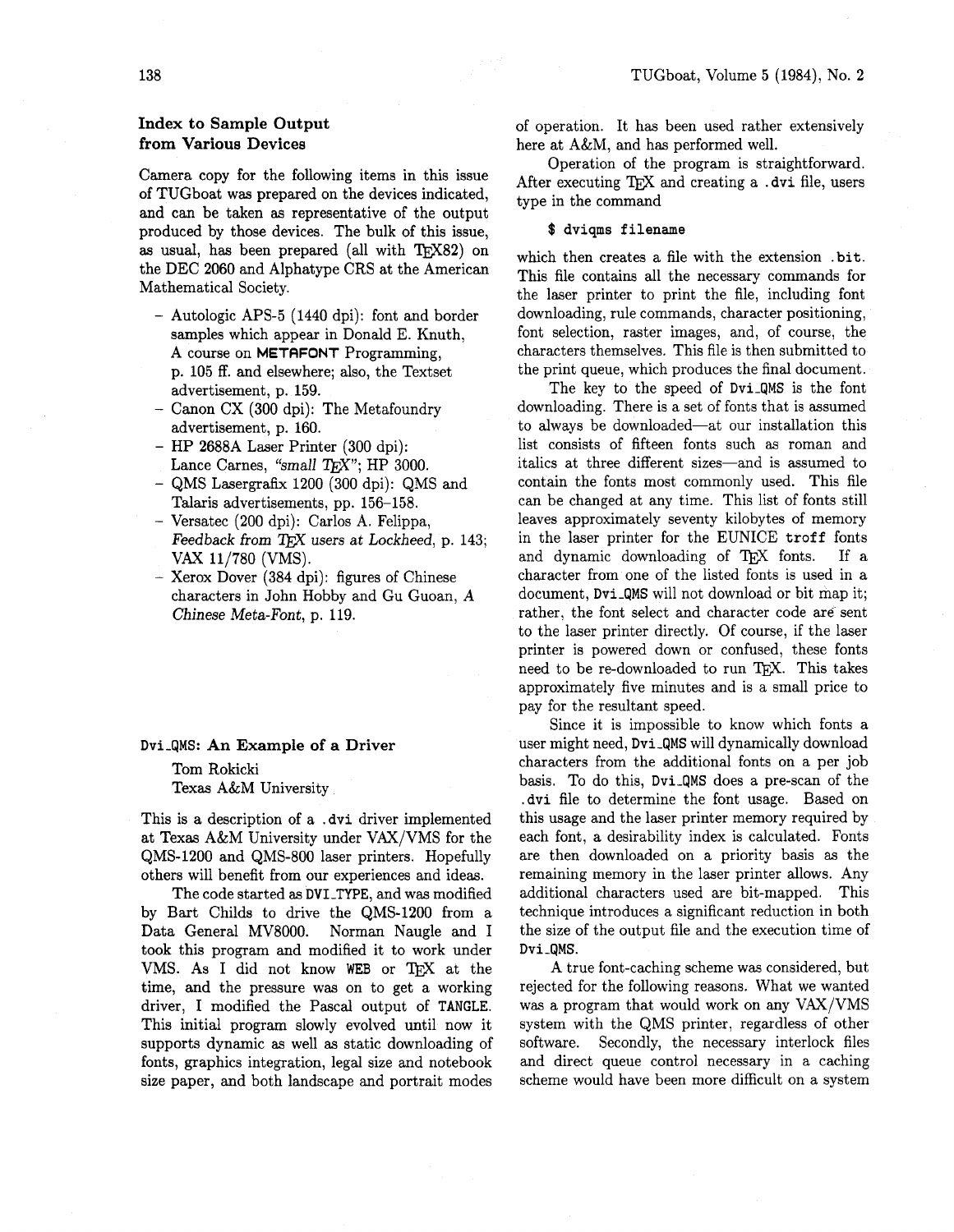## Index to Sample Output from Various Devices

Camera copy for the following items in this issue of TUGboat was prepared on the devices indicated, and can be taken as representative of the output produced by those devices. The bulk of this issue, as usual, has been prepared (all with TEX82) on the DEC 2060 and Alphatype CRS at the American Mathematical Society.

- Autologic APS-5 (1440 dpi): font and border samples which appear in Donald E. Knuth, A course on **METAFONT** Programming, p. 105 ff. and elsewhere; also, the Textset advertisement, p. 159.
- Canon CX (300 dpi): The Metafoundry advertisement, p. 160.
- HP 2688A Laser Printer (300 dpi): Lance Carnes, *"small TEX"*; HP 3000.
- QMS Lasergrafix 1200 (300 dpi): QMS and Talaris advertisements, pp. 156–158.
- Versatec (200 dpi): Carlos A. Felippa, *Feedback from TEX users at Lockheed*, p. 143; VAX 11/780 (VMS).
- Xerox Dover (384 dpi): figures of Chinese characters in John Hobby and Gu Guoan, *A Chinese Meta-Font*, p. 119.

## Dvi_QMS: An Example of a Driver

Tom Rokicki
Texas A&M University

This is a description of a `.dvi` driver implemented at Texas A&M University under VAX/VMS for the QMS-1200 and QMS-800 laser printers. Hopefully others will benefit from our experiences and ideas.

The code started as `DVI_TYPE`, and was modified by Bart Childs to drive the QMS-1200 from a Data General MV8000. Norman Naugle and I took this program and modified it to work under VMS. As I did not know `WEB` or TEX at the time, and the pressure was on to get a working driver, I modified the Pascal output of `TANGLE`. This initial program slowly evolved until now it supports dynamic as well as static downloading of fonts, graphics integration, legal size and notebook size paper, and both landscape and portrait modes of operation. It has been used rather extensively here at A&M, and has performed well.

Operation of the program is straightforward. After executing TEX and creating a `.dvi` file, users type in the command

```
$ dviqms filename
```

which then creates a file with the extension `.bit`. This file contains all the necessary commands for the laser printer to print the file, including font downloading, rule commands, character positioning, font selection, raster images, and, of course, the characters themselves. This file is then submitted to the print queue, which produces the final document.

The key to the speed of `Dvi_QMS` is the font downloading. There is a set of fonts that is assumed to always be downloaded—at our installation this list consists of fifteen fonts such as roman and italics at three different sizes—and is assumed to contain the fonts most commonly used. This file can be changed at any time. This list of fonts still leaves approximately seventy kilobytes of memory in the laser printer for the EUNICE `troff` fonts and dynamic downloading of TEX fonts. If a character from one of the listed fonts is used in a document, `Dvi_QMS` will not download or bit map it; rather, the font select and character code are sent to the laser printer directly. Of course, if the laser printer is powered down or confused, these fonts need to be re-downloaded to run TEX. This takes approximately five minutes and is a small price to pay for the resultant speed.

Since it is impossible to know which fonts a user might need, `Dvi_QMS` will dynamically download characters from the additional fonts on a per job basis. To do this, `Dvi_QMS` does a pre-scan of the `.dvi` file to determine the font usage. Based on this usage and the laser printer memory required by each font, a desirability index is calculated. Fonts are then downloaded on a priority basis as the remaining memory in the laser printer allows. Any additional characters used are bit-mapped. This technique introduces a significant reduction in both the size of the output file and the execution time of `Dvi_QMS`.

A true font-caching scheme was considered, but rejected for the following reasons. What we wanted was a program that would work on any VAX/VMS system with the QMS printer, regardless of other software. Secondly, the necessary interlock files and direct queue control necessary in a caching scheme would have been more difficult on a system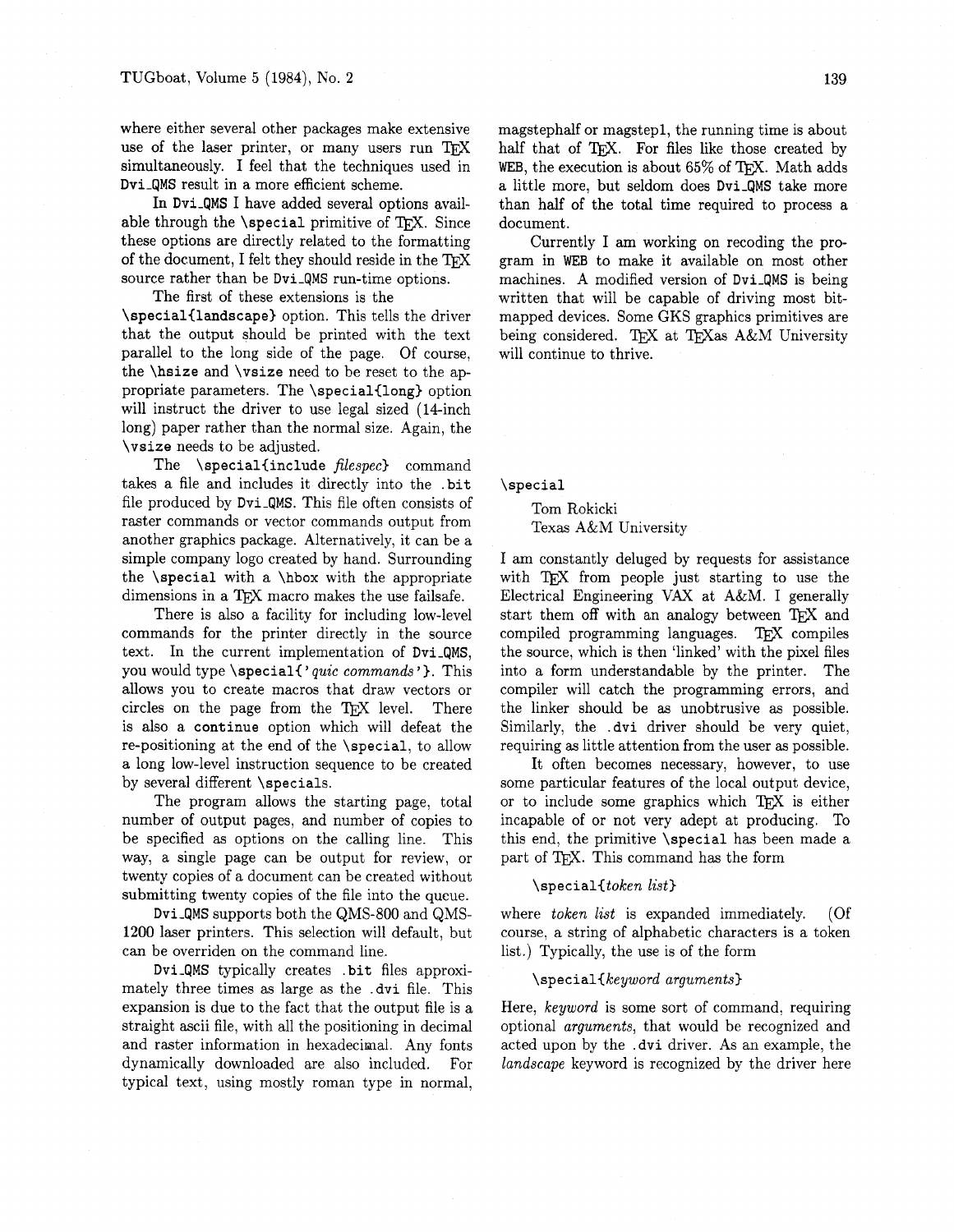where either several other packages make extensive use of the laser printer, or many users run TEX simultaneously. I feel that the techniques used in `Dvi_QMS` result in a more efficient scheme.

In `Dvi_QMS` I have added several options available through the `\special` primitive of TEX. Since these options are directly related to the formatting of the document, I felt they should reside in the TEX source rather than be `Dvi_QMS` run-time options.

The first of these extensions is the `\special{landscape}` option. This tells the driver that the output should be printed with the text parallel to the long side of the page. Of course, the `\hsize` and `\vsize` need to be reset to the appropriate parameters. The `\special{long}` option will instruct the driver to use legal sized (14-inch long) paper rather than the normal size. Again, the `\vsize` needs to be adjusted.

The `\special{include` *filespec*`}` command takes a file and includes it directly into the `.bit` file produced by `Dvi_QMS`. This file often consists of raster commands or vector commands output from another graphics package. Alternatively, it can be a simple company logo created by hand. Surrounding the `\special` with a `\hbox` with the appropriate dimensions in a TEX macro makes the use failsafe.

There is also a facility for including low-level commands for the printer directly in the source text. In the current implementation of `Dvi_QMS`, you would type `\special{'`*quic commands*`'}`. This allows you to create macros that draw vectors or circles on the page from the TEX level. There is also a `continue` option which will defeat the re-positioning at the end of the `\special`, to allow a long low-level instruction sequence to be created by several different `\specials`.

The program allows the starting page, total number of output pages, and number of copies to be specified as options on the calling line. This way, a single page can be output for review, or twenty copies of a document can be created without submitting twenty copies of the file into the queue.

`Dvi_QMS` supports both the QMS-800 and QMS-1200 laser printers. This selection will default, but can be overriden on the command line.

`Dvi_QMS` typically creates `.bit` files approximately three times as large as the `.dvi` file. This expansion is due to the fact that the output file is a straight ascii file, with all the positioning in decimal and raster information in hexadecimal. Any fonts dynamically downloaded are also included. For typical text, using mostly roman type in normal, magstephalf or magstep1, the running time is about half that of TEX. For files like those created by `WEB`, the execution is about 65% of TEX. Math adds a little more, but seldom does `Dvi_QMS` take more than half of the total time required to process a document.

Currently I am working on recoding the program in `WEB` to make it available on most other machines. A modified version of `Dvi_QMS` is being written that will be capable of driving most bit-mapped devices. Some GKS graphics primitives are being considered. TEX at TEXas A&M University will continue to thrive.

## `\special`

Tom Rokicki
Texas A&M University

I am constantly deluged by requests for assistance with TEX from people just starting to use the Electrical Engineering VAX at A&M. I generally start them off with an analogy between TEX and compiled programming languages. TEX compiles the source, which is then 'linked' with the pixel files into a form understandable by the printer. The compiler will catch the programming errors, and the linker should be as unobtrusive as possible. Similarly, the `.dvi` driver should be very quiet, requiring as little attention from the user as possible.

It often becomes necessary, however, to use some particular features of the local output device, or to include some graphics which TEX is either incapable of or not very adept at producing. To this end, the primitive `\special` has been made a part of TEX. This command has the form

`\special{`*token list*`}`

where *token list* is expanded immediately. (Of course, a string of alphabetic characters is a token list.) Typically, the use is of the form

`\special{`*keyword arguments*`}`

Here, *keyword* is some sort of command, requiring optional *arguments*, that would be recognized and acted upon by the `.dvi` driver. As an example, the *landscape* keyword is recognized by the driver here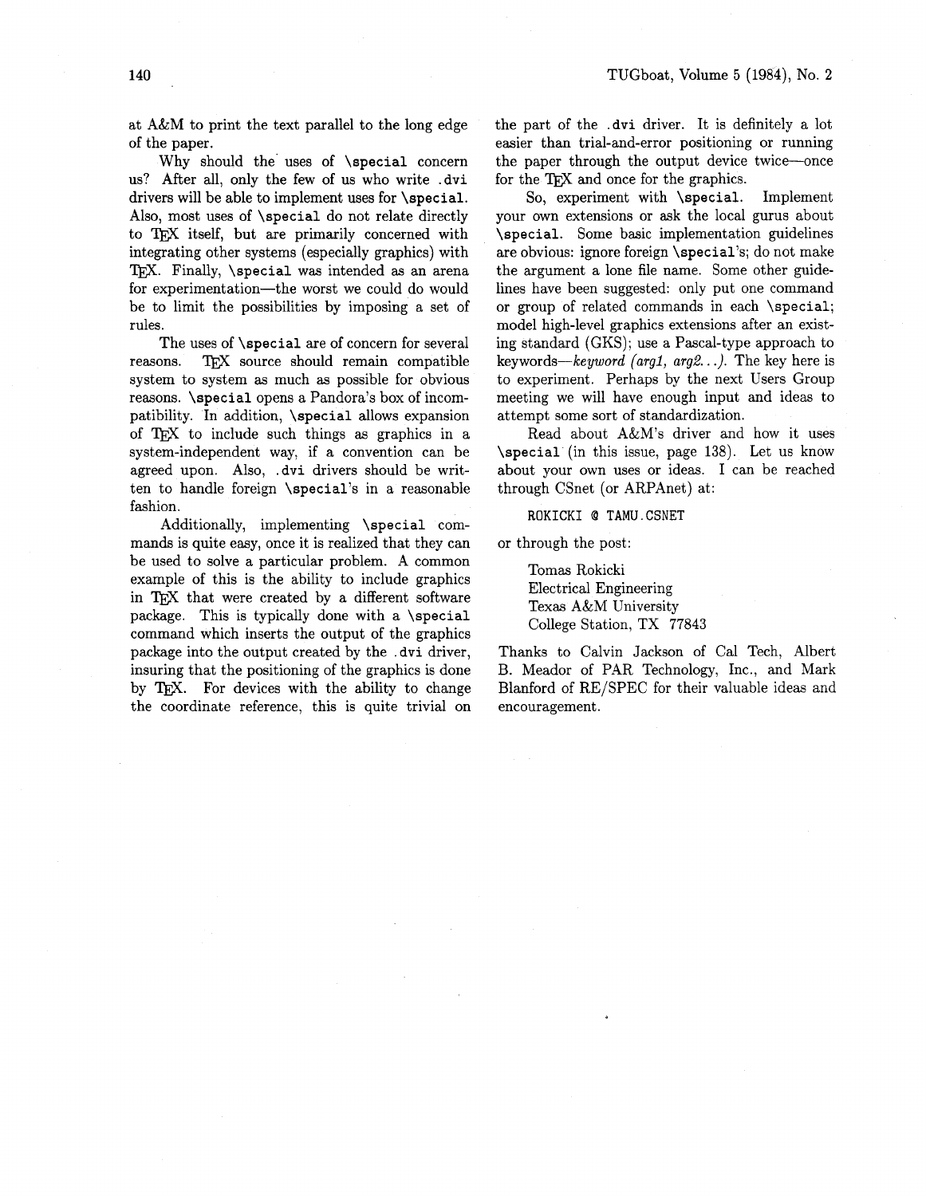at A&M to print the text parallel to the long edge of the paper.

Why should the uses of `\special` concern us? After all, only the few of us who write `.dvi` drivers will be able to implement uses for `\special`. Also, most uses of `\special` do not relate directly to TEX itself, but are primarily concerned with integrating other systems (especially graphics) with TEX. Finally, `\special` was intended as an arena for experimentation—the worst we could do would be to limit the possibilities by imposing a set of rules.

The uses of `\special` are of concern for several reasons. TEX source should remain compatible system to system as much as possible for obvious reasons. `\special` opens a Pandora's box of incompatibility. In addition, `\special` allows expansion of TEX to include such things as graphics in a system-independent way, if a convention can be agreed upon. Also, `.dvi` drivers should be written to handle foreign `\special`'s in a reasonable fashion.

Additionally, implementing `\special` commands is quite easy, once it is realized that they can be used to solve a particular problem. A common example of this is the ability to include graphics in TEX that were created by a different software package. This is typically done with a `\special` command which inserts the output of the graphics package into the output created by the `.dvi` driver, insuring that the positioning of the graphics is done by TEX. For devices with the ability to change the coordinate reference, this is quite trivial on the part of the `.dvi` driver. It is definitely a lot easier than trial-and-error positioning or running the paper through the output device twice—once for the TEX and once for the graphics.

So, experiment with `\special`. Implement your own extensions or ask the local gurus about `\special`. Some basic implementation guidelines are obvious: ignore foreign `\special`'s; do not make the argument a lone file name. Some other guidelines have been suggested: only put one command or group of related commands in each `\special`; model high-level graphics extensions after an existing standard (GKS); use a Pascal-type approach to keywords—*keyword (arg1, arg2...)*. The key here is to experiment. Perhaps by the next Users Group meeting we will have enough input and ideas to attempt some sort of standardization.

Read about A&M's driver and how it uses `\special` (in this issue, page 138). Let us know about your own uses or ideas. I can be reached through CSnet (or ARPAnet) at:

```
ROKICKI @ TAMU.CSNET
```

or through the post:

Tomas Rokicki
Electrical Engineering
Texas A&M University
College Station, TX 77843

Thanks to Calvin Jackson of Cal Tech, Albert B. Meador of PAR Technology, Inc., and Mark Blanford of RE/SPEC for their valuable ideas and encouragement.